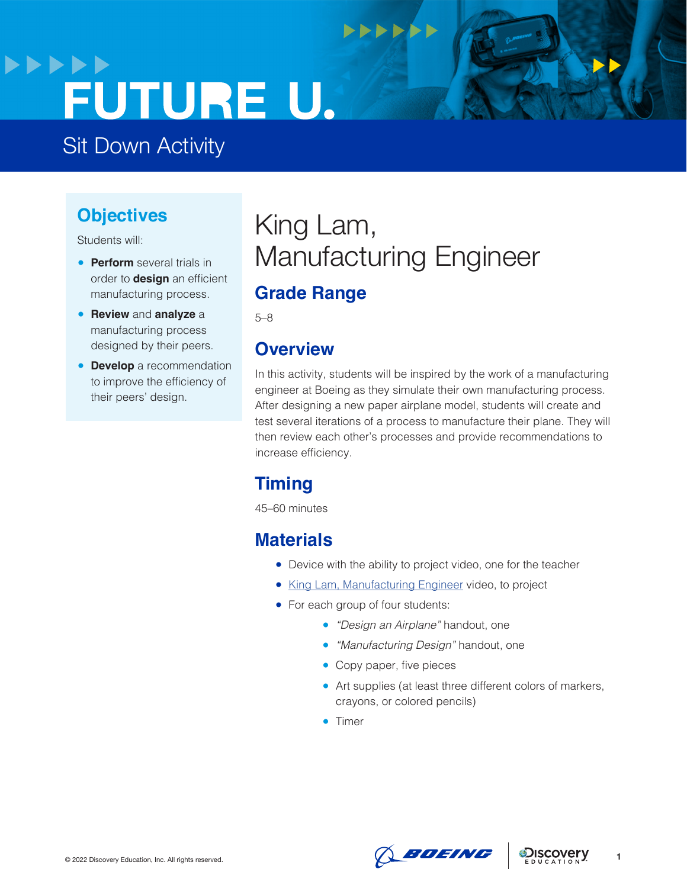# FUTURE U.

Sit Down Activity

## Objectives

Students will:

- **Perform** several trials in order to **design** an efficient manufacturing process.
- **Review** and **analyze** a manufacturing process designed by their peers.
- **Develop** a recommendation to improve the efficiency of their peers' design.

# King Lam, Manufacturing Engineer

## Grade Range

5–8

## Overview

In this activity, students will be inspired by the work of a manufacturing engineer at Boeing as they simulate their own manufacturing process. After designing a new paper airplane model, students will create and test several iterations of a process to manufacture their plane. They will then review each other's processes and provide recommendations to increase efficiency.

## Timing

45–60 minutes

## Materials

- Device with the ability to project video, one for the teacher
- King Lam, Manufacturing Engineer video, to project
- For each group of four students:
  - *"Design an Airplane"* handout, one
  - *"Manufacturing Design"* handout, one
  - Copy paper, five pieces
  - Art supplies (at least three different colors of markers, crayons, or colored pencils)
  - Timer

© 2022 Discovery Education, Inc. All rights reserved.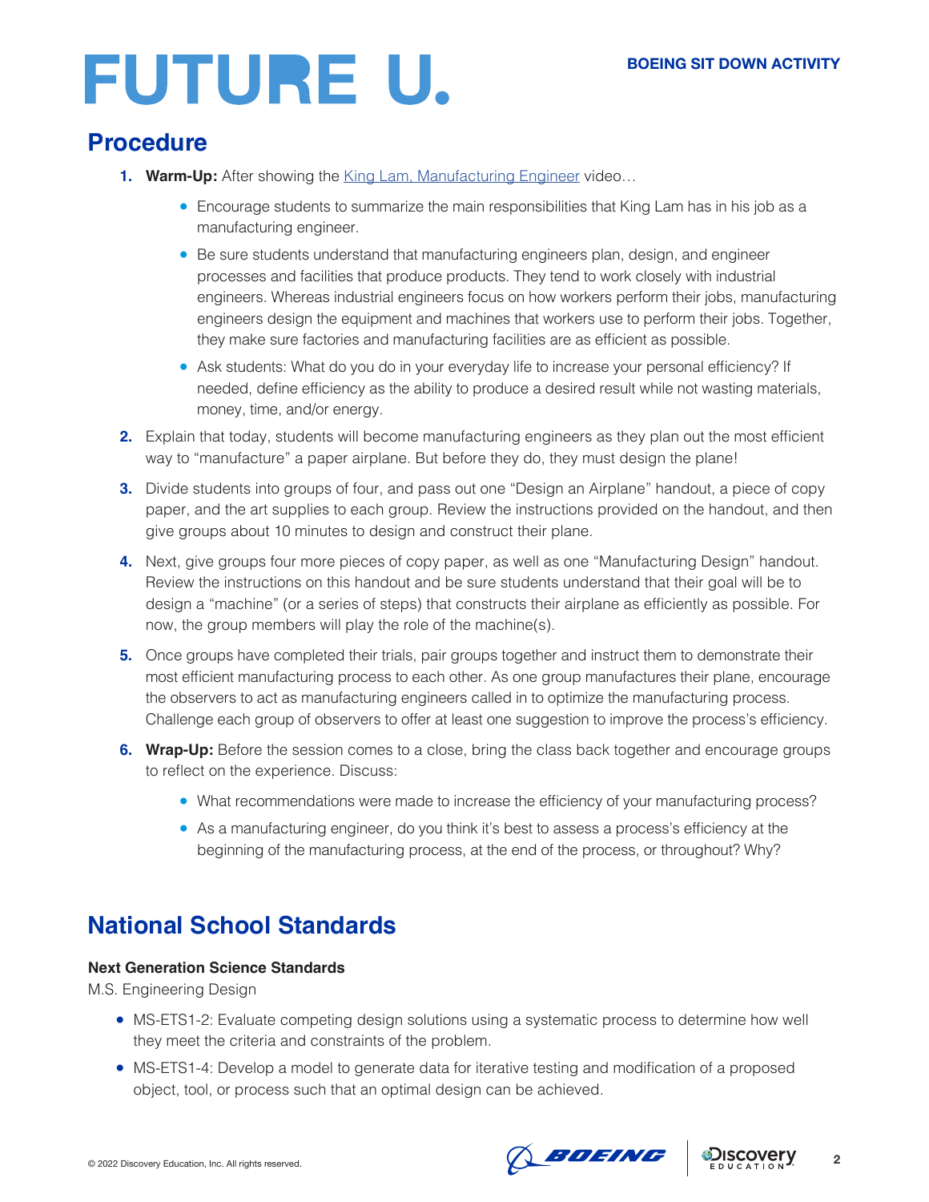## Procedure

1. **Warm-Up:** After showing the [King Lam, Manufacturing Engineer]() video…
   - Encourage students to summarize the main responsibilities that King Lam has in his job as a manufacturing engineer.
   - Be sure students understand that manufacturing engineers plan, design, and engineer processes and facilities that produce products. They tend to work closely with industrial engineers. Whereas industrial engineers focus on how workers perform their jobs, manufacturing engineers design the equipment and machines that workers use to perform their jobs. Together, they make sure factories and manufacturing facilities are as efficient as possible.
   - Ask students: What do you do in your everyday life to increase your personal efficiency? If needed, define efficiency as the ability to produce a desired result while not wasting materials, money, time, and/or energy.
2. Explain that today, students will become manufacturing engineers as they plan out the most efficient way to "manufacture" a paper airplane. But before they do, they must design the plane!
3. Divide students into groups of four, and pass out one "Design an Airplane" handout, a piece of copy paper, and the art supplies to each group. Review the instructions provided on the handout, and then give groups about 10 minutes to design and construct their plane.
4. Next, give groups four more pieces of copy paper, as well as one "Manufacturing Design" handout. Review the instructions on this handout and be sure students understand that their goal will be to design a "machine" (or a series of steps) that constructs their airplane as efficiently as possible. For now, the group members will play the role of the machine(s).
5. Once groups have completed their trials, pair groups together and instruct them to demonstrate their most efficient manufacturing process to each other. As one group manufactures their plane, encourage the observers to act as manufacturing engineers called in to optimize the manufacturing process. Challenge each group of observers to offer at least one suggestion to improve the process's efficiency.
6. **Wrap-Up:** Before the session comes to a close, bring the class back together and encourage groups to reflect on the experience. Discuss:
   - What recommendations were made to increase the efficiency of your manufacturing process?
   - As a manufacturing engineer, do you think it's best to assess a process's efficiency at the beginning of the manufacturing process, at the end of the process, or throughout? Why?

## National School Standards

**Next Generation Science Standards**

M.S. Engineering Design

- MS-ETS1-2: Evaluate competing design solutions using a systematic process to determine how well they meet the criteria and constraints of the problem.
- MS-ETS1-4: Develop a model to generate data for iterative testing and modification of a proposed object, tool, or process such that an optimal design can be achieved.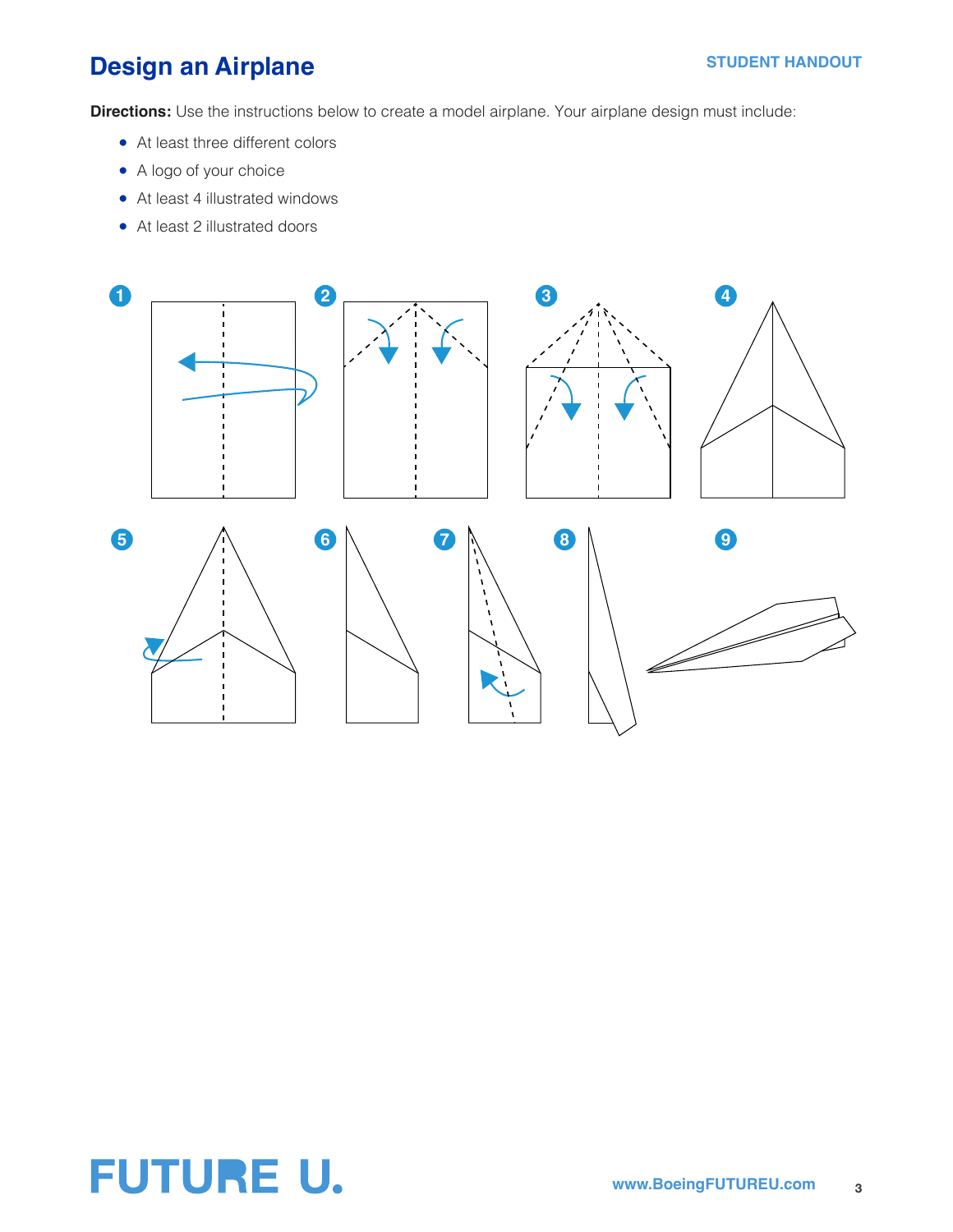# Design an Airplane

STUDENT HANDOUT

**Directions:** Use the instructions below to create a model airplane. Your airplane design must include:

- At least three different colors
- A logo of your choice
- At least 4 illustrated windows
- At least 2 illustrated doors

1 2 3 4

5 6 7 8 9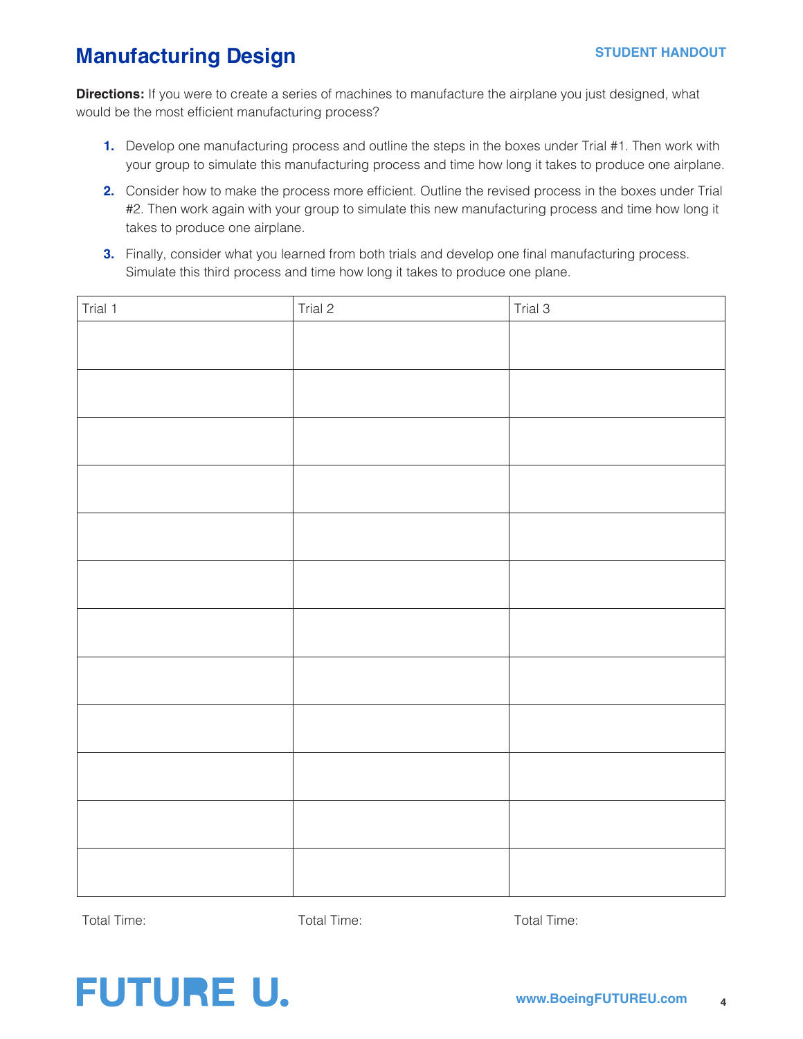# Manufacturing Design

STUDENT HANDOUT

**Directions:** If you were to create a series of machines to manufacture the airplane you just designed, what would be the most efficient manufacturing process?

1. Develop one manufacturing process and outline the steps in the boxes under Trial #1. Then work with your group to simulate this manufacturing process and time how long it takes to produce one airplane.
2. Consider how to make the process more efficient. Outline the revised process in the boxes under Trial #2. Then work again with your group to simulate this new manufacturing process and time how long it takes to produce one airplane.
3. Finally, consider what you learned from both trials and develop one final manufacturing process. Simulate this third process and time how long it takes to produce one plane.

| Trial 1 | Trial 2 | Trial 3 |
| --- | --- | --- |
| | | |
| | | |
| | | |
| | | |
| | | |
| | | |
| | | |
| | | |
| | | |
| | | |
| | | |
| | | |

Total Time: Total Time: Total Time:

FUTURE U.

www.BoeingFUTUREU.com